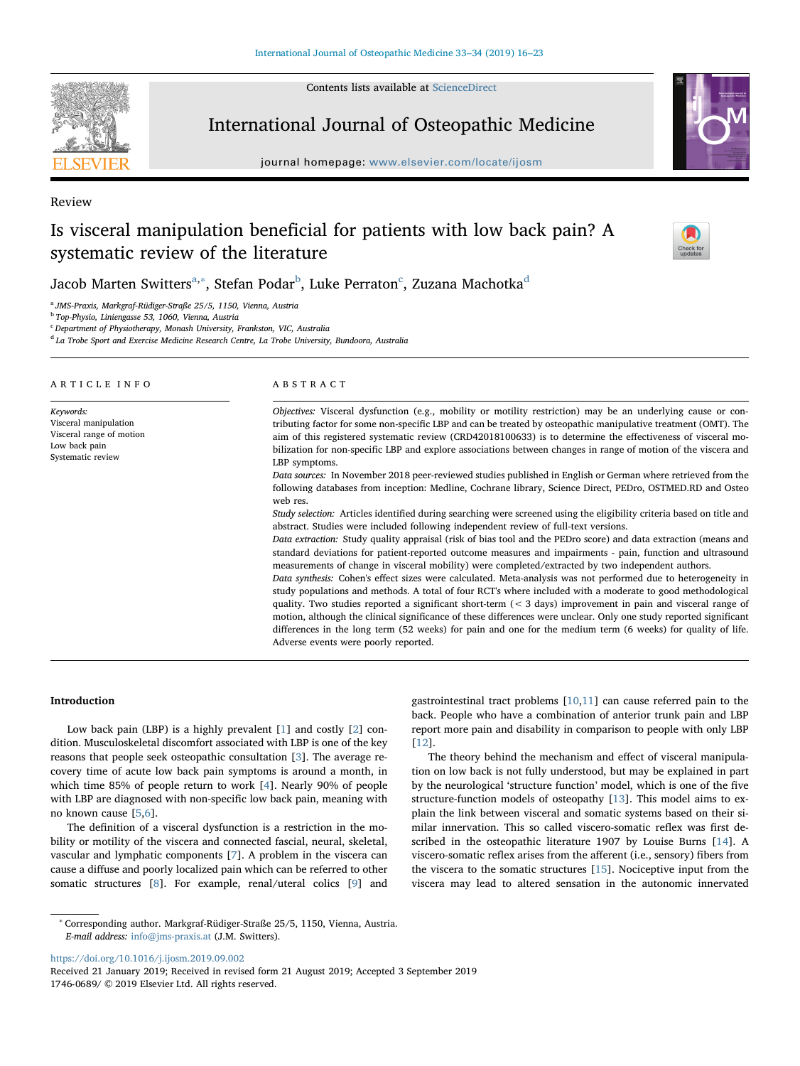Review

# Is visceral manipulation beneficial for patients with low back pain? A systematic review of the literature

Jacob Marten Switters[a,*], Stefan Podar[b], Luke Perraton[c], Zuzana Machotka[d]

[a] JMS-Praxis, Markgraf-Rüdiger-Straße 25/5, 1150, Vienna, Austria
[b] Top-Physio, Liniengasse 53, 1060, Vienna, Austria
[c] Department of Physiotherapy, Monash University, Frankston, VIC, Australia
[d] La Trobe Sport and Exercise Medicine Research Centre, La Trobe University, Bundoora, Australia

## ARTICLE INFO

*Keywords:*
Visceral manipulation
Visceral range of motion
Low back pain
Systematic review

## ABSTRACT

*Objectives:* Visceral dysfunction (e.g., mobility or motility restriction) may be an underlying cause or contributing factor for some non-specific LBP and can be treated by osteopathic manipulative treatment (OMT). The aim of this registered systematic review (CRD42018100633) is to determine the effectiveness of visceral mobilization for non-specific LBP and explore associations between changes in range of motion of the viscera and LBP symptoms.

*Data sources:* In November 2018 peer-reviewed studies published in English or German where retrieved from the following databases from inception: Medline, Cochrane library, Science Direct, PEDro, OSTMED.RD and Osteo web res.

*Study selection:* Articles identified during searching were screened using the eligibility criteria based on title and abstract. Studies were included following independent review of full-text versions.

*Data extraction:* Study quality appraisal (risk of bias tool and the PEDro score) and data extraction (means and standard deviations for patient-reported outcome measures and impairments - pain, function and ultrasound measurements of change in visceral mobility) were completed/extracted by two independent authors.

*Data synthesis:* Cohen's effect sizes were calculated. Meta-analysis was not performed due to heterogeneity in study populations and methods. A total of four RCT's where included with a moderate to good methodological quality. Two studies reported a significant short-term (< 3 days) improvement in pain and visceral range of motion, although the clinical significance of these differences were unclear. Only one study reported significant differences in the long term (52 weeks) for pain and one for the medium term (6 weeks) for quality of life. Adverse events were poorly reported.

## Introduction

Low back pain (LBP) is a highly prevalent [1] and costly [2] condition. Musculoskeletal discomfort associated with LBP is one of the key reasons that people seek osteopathic consultation [3]. The average recovery time of acute low back pain symptoms is around a month, in which time 85% of people return to work [4]. Nearly 90% of people with LBP are diagnosed with non-specific low back pain, meaning with no known cause [5,6].

The definition of a visceral dysfunction is a restriction in the mobility or motility of the viscera and connected fascial, neural, skeletal, vascular and lymphatic components [7]. A problem in the viscera can cause a diffuse and poorly localized pain which can be referred to other somatic structures [8]. For example, renal/uteral colics [9] and gastrointestinal tract problems [10,11] can cause referred pain to the back. People who have a combination of anterior trunk pain and LBP report more pain and disability in comparison to people with only LBP [12].

The theory behind the mechanism and effect of visceral manipulation on low back is not fully understood, but may be explained in part by the neurological 'structure function' model, which is one of the five structure-function models of osteopathy [13]. This model aims to explain the link between visceral and somatic systems based on their similar innervation. This so called viscero-somatic reflex was first described in the osteopathic literature 1907 by Louise Burns [14]. A viscero-somatic reflex arises from the afferent (i.e., sensory) fibers from the viscera to the somatic structures [15]. Nociceptive input from the viscera may lead to altered sensation in the autonomic innervated

* Corresponding author. Markgraf-Rüdiger-Straße 25/5, 1150, Vienna, Austria.
*E-mail address:* info@jms-praxis.at (J.M. Switters).

https://doi.org/10.1016/j.ijosm.2019.09.002
Received 21 January 2019; Received in revised form 21 August 2019; Accepted 3 September 2019
1746-0689/ © 2019 Elsevier Ltd. All rights reserved.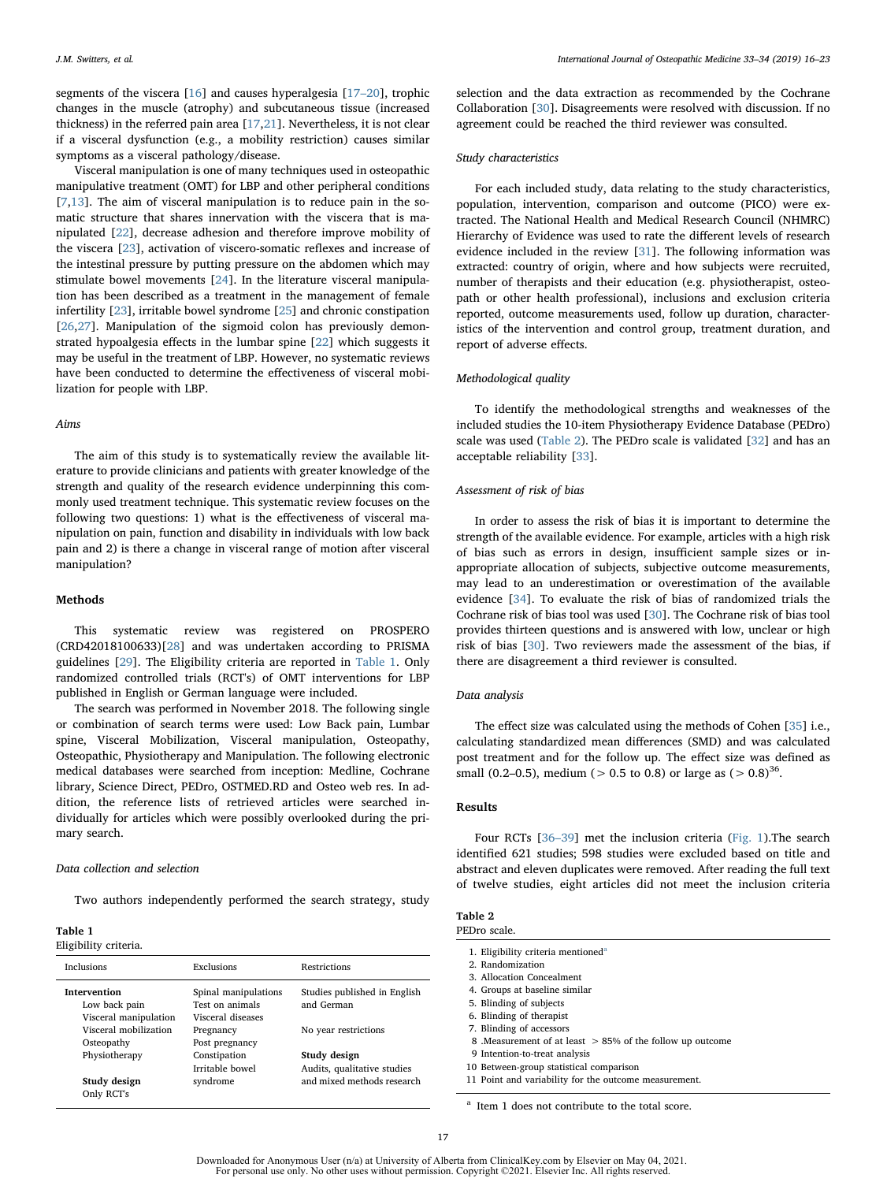segments of the viscera [16] and causes hyperalgesia [17–20], trophic changes in the muscle (atrophy) and subcutaneous tissue (increased thickness) in the referred pain area [17,21]. Nevertheless, it is not clear if a visceral dysfunction (e.g., a mobility restriction) causes similar symptoms as a visceral pathology/disease.

Visceral manipulation is one of many techniques used in osteopathic manipulative treatment (OMT) for LBP and other peripheral conditions [7,13]. The aim of visceral manipulation is to reduce pain in the somatic structure that shares innervation with the viscera that is manipulated [22], decrease adhesion and therefore improve mobility of the viscera [23], activation of viscero-somatic reflexes and increase of the intestinal pressure by putting pressure on the abdomen which may stimulate bowel movements [24]. In the literature visceral manipulation has been described as a treatment in the management of female infertility [23], irritable bowel syndrome [25] and chronic constipation [26,27]. Manipulation of the sigmoid colon has previously demonstrated hypoalgesia effects in the lumbar spine [22] which suggests it may be useful in the treatment of LBP. However, no systematic reviews have been conducted to determine the effectiveness of visceral mobilization for people with LBP.

### Aims

The aim of this study is to systematically review the available literature to provide clinicians and patients with greater knowledge of the strength and quality of the research evidence underpinning this commonly used treatment technique. This systematic review focuses on the following two questions: 1) what is the effectiveness of visceral manipulation on pain, function and disability in individuals with low back pain and 2) is there a change in visceral range of motion after visceral manipulation?

## Methods

This systematic review was registered on PROSPERO (CRD42018100633)[28] and was undertaken according to PRISMA guidelines [29]. The Eligibility criteria are reported in Table 1. Only randomized controlled trials (RCT's) of OMT interventions for LBP published in English or German language were included.

The search was performed in November 2018. The following single or combination of search terms were used: Low Back pain, Lumbar spine, Visceral Mobilization, Visceral manipulation, Osteopathy, Osteopathic, Physiotherapy and Manipulation. The following electronic medical databases were searched from inception: Medline, Cochrane library, Science Direct, PEDro, OSTMED.RD and Osteo web res. In addition, the reference lists of retrieved articles were searched individually for articles which were possibly overlooked during the primary search.

### Data collection and selection

Two authors independently performed the search strategy, study selection and the data extraction as recommended by the Cochrane Collaboration [30]. Disagreements were resolved with discussion. If no agreement could be reached the third reviewer was consulted.

### Study characteristics

For each included study, data relating to the study characteristics, population, intervention, comparison and outcome (PICO) were extracted. The National Health and Medical Research Council (NHMRC) Hierarchy of Evidence was used to rate the different levels of research evidence included in the review [31]. The following information was extracted: country of origin, where and how subjects were recruited, number of therapists and their education (e.g. physiotherapist, osteopath or other health professional), inclusions and exclusion criteria reported, outcome measurements used, follow up duration, characteristics of the intervention and control group, treatment duration, and report of adverse effects.

### Methodological quality

To identify the methodological strengths and weaknesses of the included studies the 10-item Physiotherapy Evidence Database (PEDro) scale was used (Table 2). The PEDro scale is validated [32] and has an acceptable reliability [33].

### Assessment of risk of bias

In order to assess the risk of bias it is important to determine the strength of the available evidence. For example, articles with a high risk of bias such as errors in design, insufficient sample sizes or inappropriate allocation of subjects, subjective outcome measurements, may lead to an underestimation or overestimation of the available evidence [34]. To evaluate the risk of bias of randomized trials the Cochrane risk of bias tool was used [30]. The Cochrane risk of bias tool provides thirteen questions and is answered with low, unclear or high risk of bias [30]. Two reviewers made the assessment of the bias, if there are disagreements a third reviewer is consulted.

### Data analysis

The effect size was calculated using the methods of Cohen [35] i.e., calculating standardized mean differences (SMD) and was calculated post treatment and for the follow up. The effect size was defined as small (0.2–0.5), medium (> 0.5 to 0.8) or large as (> 0.8)[36].

## Results

Four RCTs [36–39] met the inclusion criteria (Fig. 1).The search identified 621 studies; 598 studies were excluded based on title and abstract and eleven duplicates were removed. After reading the full text of twelve studies, eight articles did not meet the inclusion criteria

**Table 1**
Eligibility criteria.

| Inclusions | Exclusions | Restrictions |
|---|---|---|
| **Intervention** | Spinal manipulations | Studies published in English and German |
| Low back pain | Test on animals | |
| Visceral manipulation | Visceral diseases | |
| Visceral mobilization | Pregnancy | No year restrictions |
| Osteopathy | Post pregnancy | |
| Physiotherapy | Constipation | **Study design** |
| | Irritable bowel syndrome | Audits, qualitative studies and mixed methods research |
| **Study design** | | |
| Only RCT's | | |

**Table 2**
PEDro scale.

1. Eligibility criteria mentioned[a]
2. Randomization
3. Allocation Concealment
4. Groups at baseline similar
5. Blinding of subjects
6. Blinding of therapist
7. Blinding of accessors
8. Measurement of at least > 85% of the follow up outcome
9. Intention-to-treat analysis
10. Between-group statistical comparison
11. Point and variability for the outcome measurement.

[a] Item 1 does not contribute to the total score.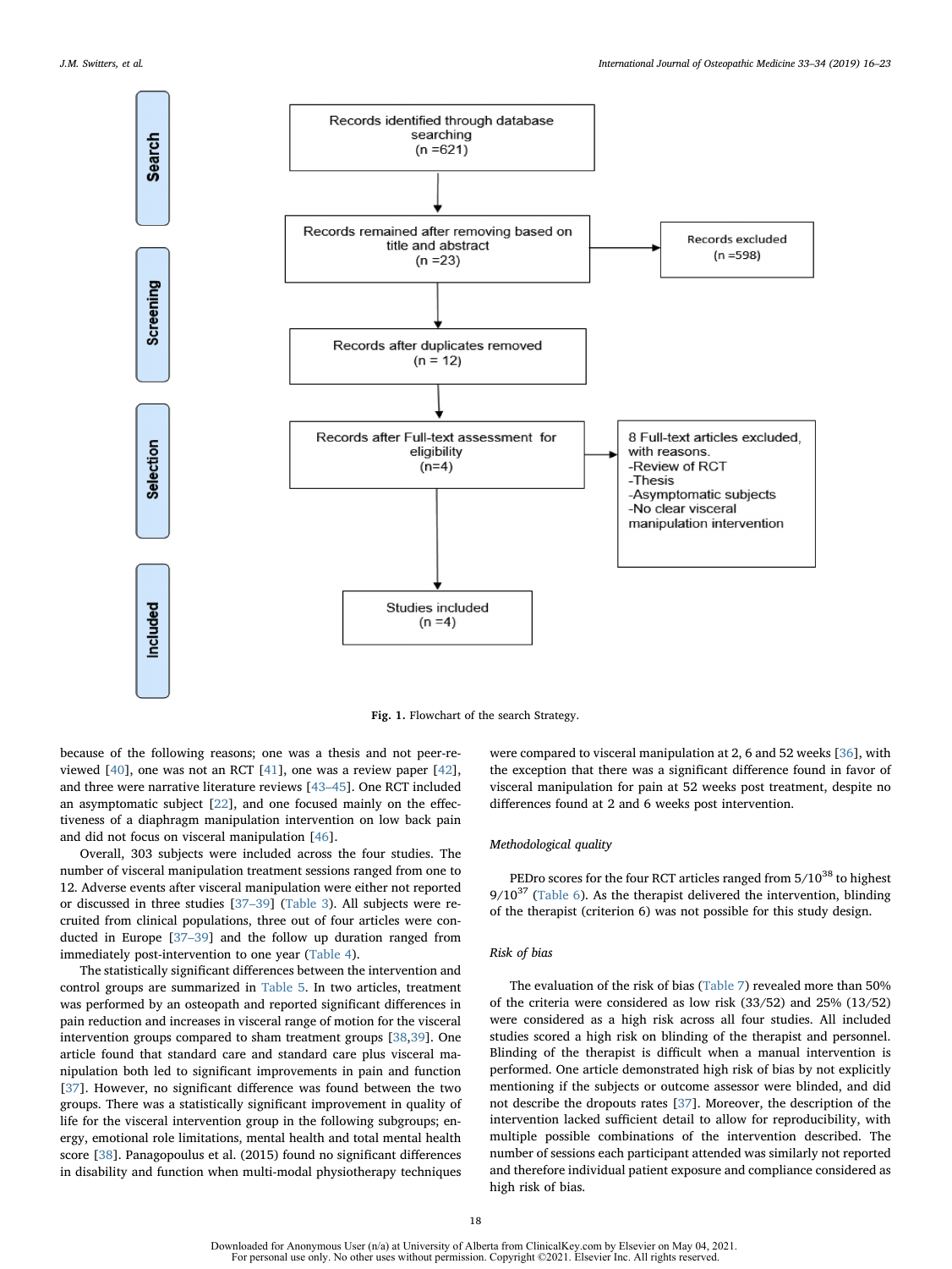**Search**

Records identified through database searching (n =621)

**Screening**

Records remained after removing based on title and abstract (n =23) → Records excluded (n =598)

Records after duplicates removed (n = 12)

**Selection**

Records after Full-text assessment for eligibility (n=4) → 8 Full-text articles excluded, with reasons.
- Review of RCT
- Thesis
- Asymptomatic subjects
- No clear visceral manipulation intervention

**Included**

Studies included (n =4)

**Fig. 1.** Flowchart of the search Strategy.

because of the following reasons; one was a thesis and not peer-reviewed [40], one was not an RCT [41], one was a review paper [42], and three were narrative literature reviews [43–45]. One RCT included an asymptomatic subject [22], and one focused mainly on the effectiveness of a diaphragm manipulation intervention on low back pain and did not focus on visceral manipulation [46].

Overall, 303 subjects were included across the four studies. The number of visceral manipulation treatment sessions ranged from one to 12. Adverse events after visceral manipulation were either not reported or discussed in three studies [37–39] (Table 3). All subjects were recruited from clinical populations, three out of four articles were conducted in Europe [37–39] and the follow up duration ranged from immediately post-intervention to one year (Table 4).

The statistically significant differences between the intervention and control groups are summarized in Table 5. In two articles, treatment was performed by an osteopath and reported significant differences in pain reduction and increases in visceral range of motion for the visceral intervention groups compared to sham treatment groups [38,39]. One article found that standard care and standard care plus visceral manipulation both led to significant improvements in pain and function [37]. However, no significant difference was found between the two groups. There was a statistically significant improvement in quality of life for the visceral intervention group in the following subgroups; energy, emotional role limitations, mental health and total mental health score [38]. Panagopoulus et al. (2015) found no significant differences in disability and function when multi-modal physiotherapy techniques were compared to visceral manipulation at 2, 6 and 52 weeks [36], with the exception that there was a significant difference found in favor of visceral manipulation for pain at 52 weeks post treatment, despite no differences found at 2 and 6 weeks post intervention.

### *Methodological quality*

PEDro scores for the four RCT articles ranged from 5/10 [38] to highest 9/10 [37] (Table 6). As the therapist delivered the intervention, blinding of the therapist (criterion 6) was not possible for this study design.

### *Risk of bias*

The evaluation of the risk of bias (Table 7) revealed more than 50% of the criteria were considered as low risk (33/52) and 25% (13/52) were considered as a high risk across all four studies. All included studies scored a high risk on blinding of the therapist and personnel. Blinding of the therapist is difficult when a manual intervention is performed. One article demonstrated high risk of bias by not explicitly mentioning if the subjects or outcome assessor were blinded, and did not describe the dropouts rates [37]. Moreover, the description of the intervention lacked sufficient detail to allow for reproducibility, with multiple possible combinations of the intervention described. The number of sessions each participant attended was similarly not reported and therefore individual patient exposure and compliance considered as high risk of bias.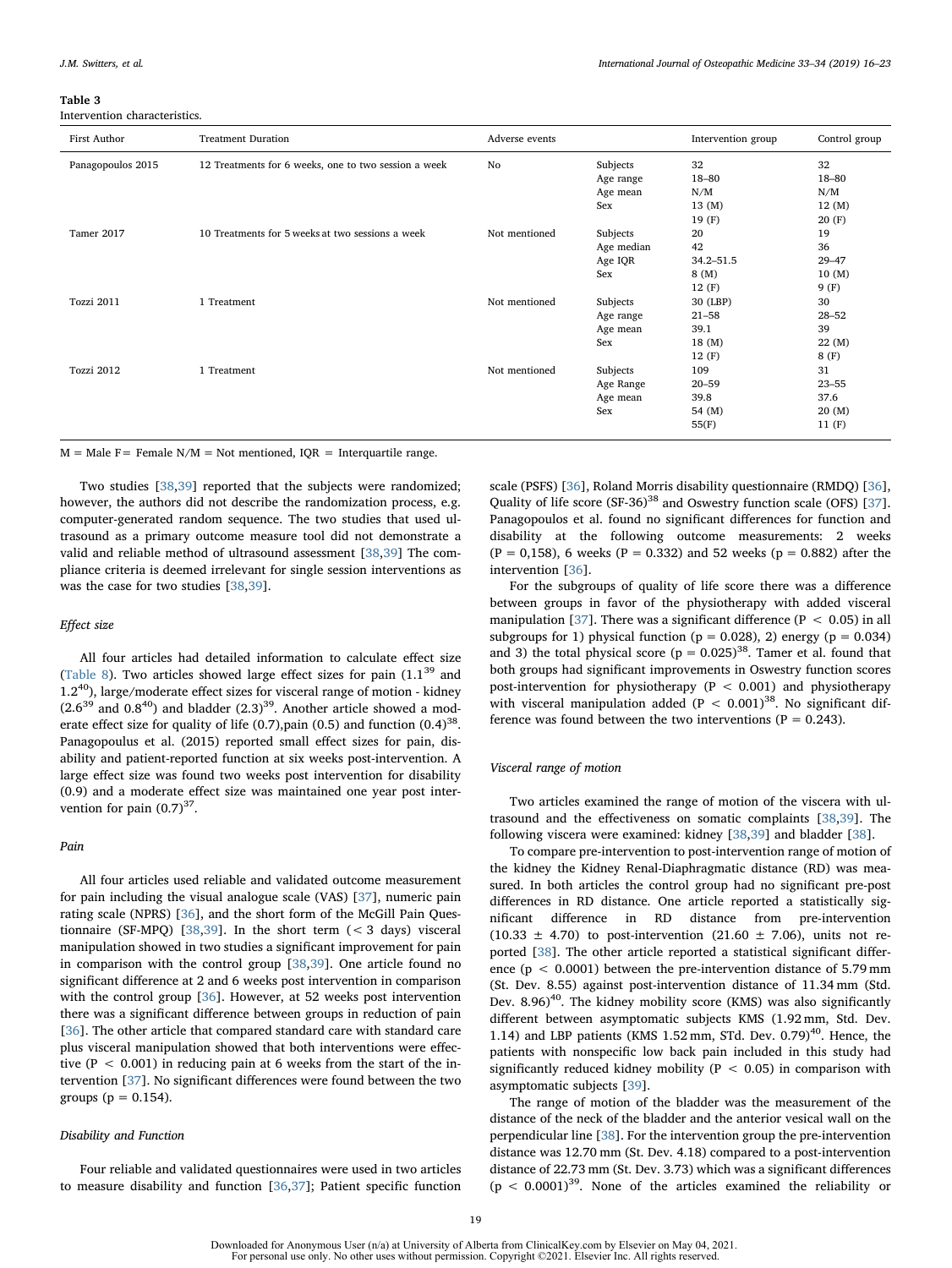**Table 3**
Intervention characteristics.

| First Author | Treatment Duration | Adverse events | | Intervention group | Control group |
|---|---|---|---|---|---|
| Panagopoulos 2015 | 12 Treatments for 6 weeks, one to two session a week | No | Subjects | 32 | 32 |
| | | | Age range | 18–80 | 18–80 |
| | | | Age mean | N/M | N/M |
| | | | Sex | 13 (M) | 12 (M) |
| | | | | 19 (F) | 20 (F) |
| Tamer 2017 | 10 Treatments for 5 weeks at two sessions a week | Not mentioned | Subjects | 20 | 19 |
| | | | Age median | 42 | 36 |
| | | | Age IQR | 34.2–51.5 | 29–47 |
| | | | Sex | 8 (M) | 10 (M) |
| | | | | 12 (F) | 9 (F) |
| Tozzi 2011 | 1 Treatment | Not mentioned | Subjects | 30 (LBP) | 30 |
| | | | Age range | 21–58 | 28–52 |
| | | | Age mean | 39.1 | 39 |
| | | | Sex | 18 (M) | 22 (M) |
| | | | | 12 (F) | 8 (F) |
| Tozzi 2012 | 1 Treatment | Not mentioned | Subjects | 109 | 31 |
| | | | Age Range | 20–59 | 23–55 |
| | | | Age mean | 39.8 | 37.6 |
| | | | Sex | 54 (M) | 20 (M) |
| | | | | 55(F) | 11 (F) |

M = Male F= Female N/M = Not mentioned, IQR = Interquartile range.

Two studies [38,39] reported that the subjects were randomized; however, the authors did not describe the randomization process, e.g. computer-generated random sequence. The two studies that used ultrasound as a primary outcome measure tool did not demonstrate a valid and reliable method of ultrasound assessment [38,39] The compliance criteria is deemed irrelevant for single session interventions as was the case for two studies [38,39].

### Effect size

All four articles had detailed information to calculate effect size (Table 8). Two articles showed large effect sizes for pain (1.1[39] and 1.2[40]), large/moderate effect sizes for visceral range of motion - kidney (2.6[39] and 0.8[40]) and bladder (2.3)[39]. Another article showed a moderate effect size for quality of life (0.7),pain (0.5) and function (0.4)[38]. Panagopoulus et al. (2015) reported small effect sizes for pain, disability and patient-reported function at six weeks post-intervention. A large effect size was found two weeks post intervention for disability (0.9) and a moderate effect size was maintained one year post intervention for pain (0.7)[37].

### Pain

All four articles used reliable and validated outcome measurement for pain including the visual analogue scale (VAS) [37], numeric pain rating scale (NPRS) [36], and the short form of the McGill Pain Questionnaire (SF-MPQ) [38,39]. In the short term (< 3 days) visceral manipulation showed in two studies a significant improvement for pain in comparison with the control group [38,39]. One article found no significant difference at 2 and 6 weeks post intervention in comparison with the control group [36]. However, at 52 weeks post intervention there was a significant difference between groups in reduction of pain [36]. The other article that compared standard care with standard care plus visceral manipulation showed that both interventions were effective ($P < 0.001$) in reducing pain at 6 weeks from the start of the intervention [37]. No significant differences were found between the two groups ($p = 0.154$).

### Disability and Function

Four reliable and validated questionnaires were used in two articles to measure disability and function [36,37]; Patient specific function scale (PSFS) [36], Roland Morris disability questionnaire (RMDQ) [36], Quality of life score (SF-36)[38] and Oswestry function scale (OFS) [37]. Panagopoulos et al. found no significant differences for function and disability at the following outcome measurements: 2 weeks ($P = 0,158$), 6 weeks ($P = 0.332$) and 52 weeks ($p = 0.882$) after the intervention [36].

For the subgroups of quality of life score there was a difference between groups in favor of the physiotherapy with added visceral manipulation [37]. There was a significant difference ($P < 0.05$) in all subgroups for 1) physical function ($p = 0.028$), 2) energy ($p = 0.034$) and 3) the total physical score ($p = 0.025$)[38]. Tamer et al. found that both groups had significant improvements in Oswestry function scores post-intervention for physiotherapy ($P < 0.001$) and physiotherapy with visceral manipulation added ($P < 0.001$)[38]. No significant difference was found between the two interventions ($P = 0.243$).

### Visceral range of motion

Two articles examined the range of motion of the viscera with ultrasound and the effectiveness on somatic complaints [38,39]. The following viscera were examined: kidney [38,39] and bladder [38].

To compare pre-intervention to post-intervention range of motion of the kidney the Kidney Renal-Diaphragmatic distance (RD) was measured. In both articles the control group had no significant pre-post differences in RD distance. One article reported a statistically significant difference in RD distance from pre-intervention (10.33 ± 4.70) to post-intervention (21.60 ± 7.06), units not reported [38]. The other article reported a statistical significant difference ($p < 0.0001$) between the pre-intervention distance of 5.79 mm (St. Dev. 8.55) against post-intervention distance of 11.34 mm (Std. Dev. 8.96)[40]. The kidney mobility score (KMS) was also significantly different between asymptomatic subjects KMS (1.92 mm, Std. Dev. 1.14) and LBP patients (KMS 1.52 mm, STd. Dev. 0.79)[40]. Hence, the patients with nonspecific low back pain included in this study had significantly reduced kidney mobility ($P < 0.05$) in comparison with asymptomatic subjects [39].

The range of motion of the bladder was the measurement of the distance of the neck of the bladder and the anterior visceral wall on the perpendicular line [38]. For the intervention group the pre-intervention distance was 12.70 mm (St. Dev. 4.18) compared to a post-intervention distance of 22.73 mm (St. Dev. 3.73) which was a significant differences ($p < 0.0001$)[39]. None of the articles examined the reliability or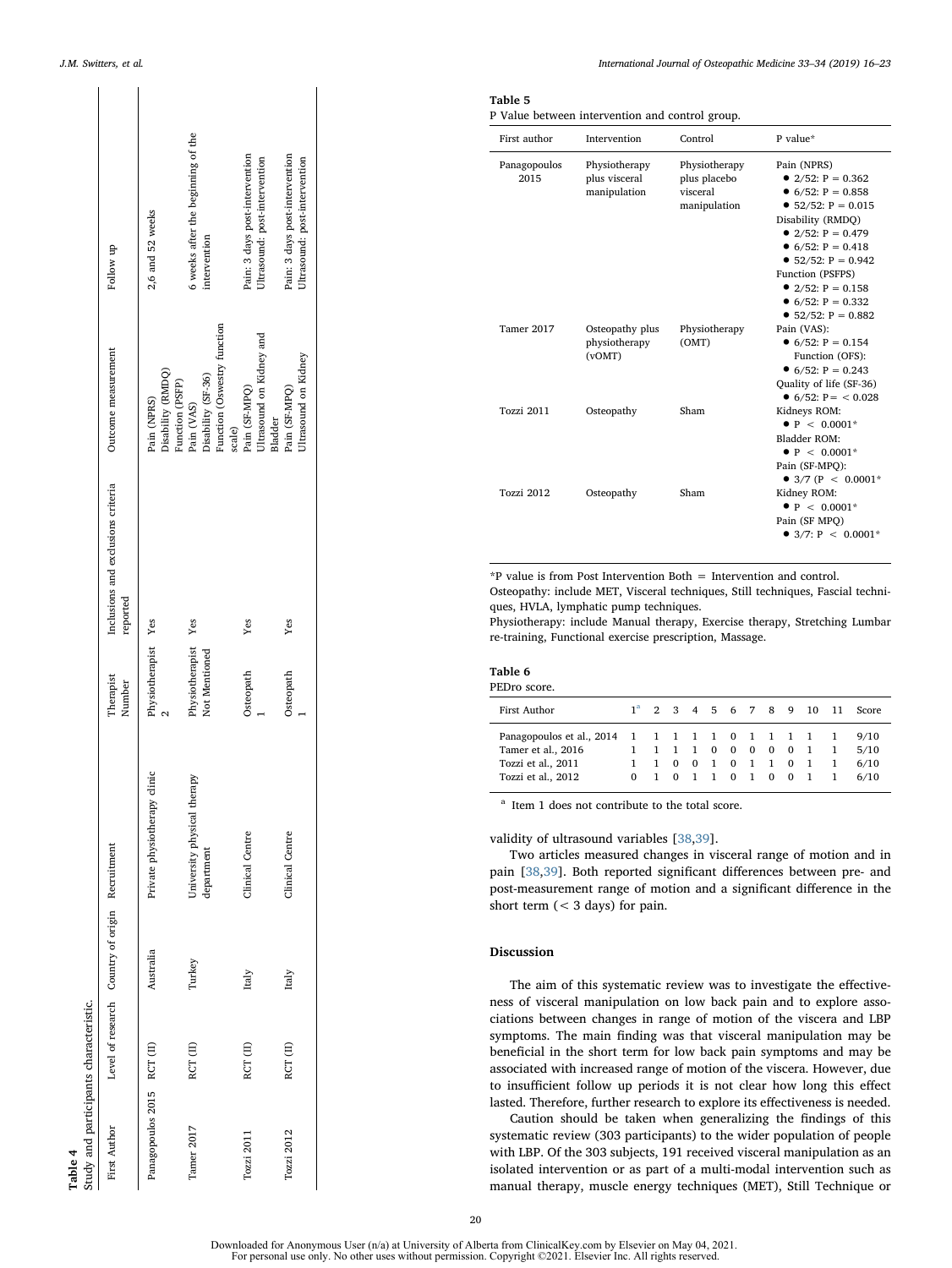**Table 4**
Study and participants characteristic.

| First Author | Level of research | Country of origin | Recruitment | Therapist Number | Inclusions and exclusions criteria reported | Outcome measurement | Follow up |
|---|---|---|---|---|---|---|---|
| Panagopoulos 2015 | RCT (II) | Australia | Private physiotherapy clinic | Physiotherapist 2 | Yes | Pain (NPRS) Disability (RMDQ) Function (PSFP) | 2,6 and 52 weeks |
| Tamer 2017 | RCT (II) | Turkey | University physical therapy department | Physiotherapist Not Mentioned | Yes | Pain (VAS) Disability (SF-36) Function (Oswestry function scale) | 6 weeks after the beginning of the intervention |
| Tozzi 2011 | RCT (II) | Italy | Clinical Centre | Osteopath 1 | Yes | Pain (SF-MPQ) Ultrasound on Kidney and Bladder | Pain: 3 days post-intervention Ultrasound: post-intervention |
| Tozzi 2012 | RCT (II) | Italy | Clinical Centre | Osteopath 1 | Yes | Pain (SF-MPQ) Ultrasound on Kidney | Pain: 3 days post-intervention Ultrasound: post-intervention |

**Table 5**
P Value between intervention and control group.

| First author | Intervention | Control | P value* |
|---|---|---|---|
| Panagopoulos 2015 | Physiotherapy plus visceral manipulation | Physiotherapy plus placebo visceral manipulation | Pain (NPRS) • 2/52: P = 0.362 • 6/52: P = 0.858 • 52/52: P = 0.015 Disability (RMDQ) • 2/52: P = 0.479 • 6/52: P = 0.418 • 52/52: P = 0.942 Function (PSFPS) • 2/52: P = 0.158 • 6/52: P = 0.332 • 52/52: P = 0.882 |
| Tamer 2017 | Osteopathy plus physiotherapy (vOMT) | Physiotherapy (OMT) | Pain (VAS): • 6/52: P = 0.154 Function (OFS): • 6/52: P = 0.243 Quality of life (SF-36) • 6/52: P= < 0.028 |
| Tozzi 2011 | Osteopathy | Sham | Kidneys ROM: • P < 0.0001* Bladder ROM: • P < 0.0001* Pain (SF-MPQ): • 3/7 (P < 0.0001* |
| Tozzi 2012 | Osteopathy | Sham | Kidney ROM: • P < 0.0001* Pain (SF MPQ) • 3/7: P < 0.0001* |

*P value is from Post Intervention Both = Intervention and control.
Osteopathy: include MET, Visceral techniques, Still techniques, Fascial techniques, HVLA, lymphatic pump techniques.
Physiotherapy: include Manual therapy, Exercise therapy, Stretching Lumbar re-training, Functional exercise prescription, Massage.

**Table 6**
PEDro score.

| First Author | 1[a] | 2 | 3 | 4 | 5 | 6 | 7 | 8 | 9 | 10 | 11 | Score |
|---|---|---|---|---|---|---|---|---|---|---|---|---|
| Panagopoulos et al., 2014 | 1 | 1 | 1 | 1 | 1 | 0 | 1 | 1 | 1 | 1 | 1 | 9/10 |
| Tamer et al., 2016 | 1 | 1 | 1 | 1 | 0 | 0 | 0 | 0 | 0 | 1 | 1 | 5/10 |
| Tozzi et al., 2011 | 1 | 1 | 0 | 0 | 1 | 0 | 1 | 1 | 0 | 1 | 1 | 6/10 |
| Tozzi et al., 2012 | 0 | 1 | 0 | 1 | 1 | 0 | 1 | 0 | 0 | 1 | 1 | 6/10 |

[a] Item 1 does not contribute to the total score.

validity of ultrasound variables [38,39].

Two articles measured changes in visceral range of motion and in pain [38,39]. Both reported significant differences between pre- and post-measurement range of motion and a significant difference in the short term (< 3 days) for pain.

## Discussion

The aim of this systematic review was to investigate the effectiveness of visceral manipulation on low back pain and to explore associations between changes in range of motion of the viscera and LBP symptoms. The main finding was that visceral manipulation may be beneficial in the short term for low back pain symptoms and may be associated with increased range of motion of the viscera. However, due to insufficient follow up periods it is not clear how long this effect lasted. Therefore, further research to explore its effectiveness is needed.

Caution should be taken when generalizing the findings of this systematic review (303 participants) to the wider population of people with LBP. Of the 303 subjects, 191 received visceral manipulation as an isolated intervention or as part of a multi-modal intervention such as manual therapy, muscle energy techniques (MET), Still Technique or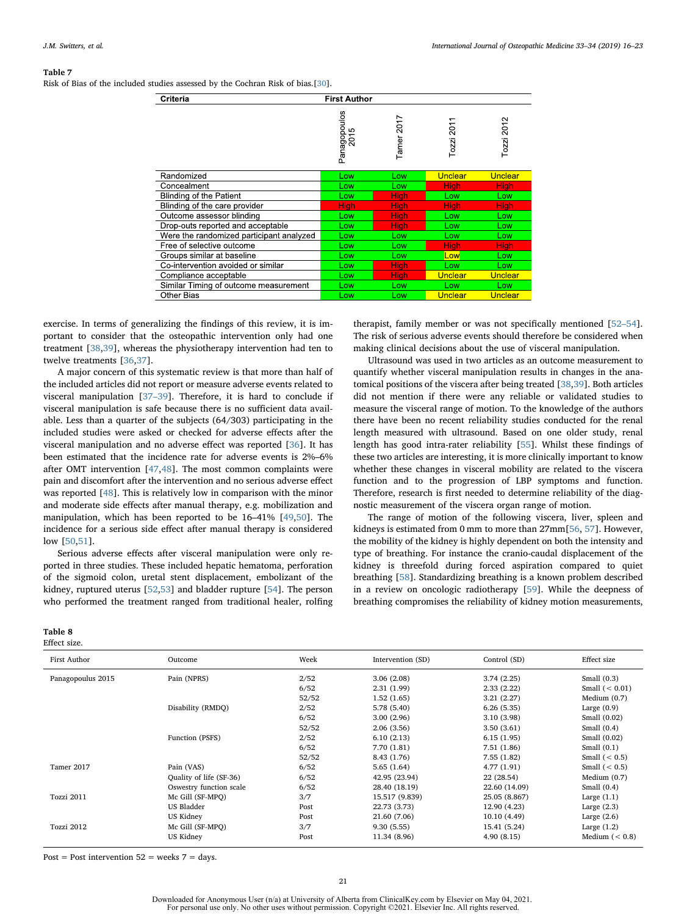**Table 7**
Risk of Bias of the included studies assessed by the Cochran Risk of bias.[30].

| Criteria | First Author | | | |
|---|---|---|---|---|
| | Panagopoulos 2015 | Tamer 2017 | Tozzi 2011 | Tozzi 2012 |
| Randomized | Low | Low | Unclear | Unclear |
| Concealment | Low | Low | High | High |
| Blinding of the Patient | Low | High | Low | Low |
| Blinding of the care provider | High | High | High | High |
| Outcome assessor blinding | Low | High | Low | Low |
| Drop-outs reported and acceptable | Low | High | Low | Low |
| Were the randomized participant analyzed | Low | Low | Low | Low |
| Free of selective outcome | Low | Low | High | High |
| Groups similar at baseline | Low | Low | Low | Low |
| Co-intervention avoided or similar | Low | High | Low | Low |
| Compliance acceptable | Low | High | Unclear | Unclear |
| Similar Timing of outcome measurement | Low | Low | Low | Low |
| Other Bias | Low | Low | Unclear | Unclear |

exercise. In terms of generalizing the findings of this review, it is important to consider that the osteopathic intervention only had one treatment [38,39], whereas the physiotherapy intervention had ten to twelve treatments [36,37].

A major concern of this systematic review is that more than half of the included articles did not report or measure adverse events related to visceral manipulation [37–39]. Therefore, it is hard to conclude if visceral manipulation is safe because there is no sufficient data available. Less than a quarter of the subjects (64/303) participating in the included studies were asked or checked for adverse effects after the visceral manipulation and no adverse effect was reported [36]. It has been estimated that the incidence rate for adverse events is 2%–6% after OMT intervention [47,48]. The most common complaints were pain and discomfort after the intervention and no serious adverse effect was reported [48]. This is relatively low in comparison with the minor and moderate side effects after manual therapy, e.g. mobilization and manipulation, which has been reported to be 16–41% [49,50]. The incidence for a serious side effect after manual therapy is considered low [50,51].

Serious adverse effects after visceral manipulation were only reported in three studies. These included hepatic hematoma, perforation of the sigmoid colon, uretal stent displacement, embolizant of the kidney, ruptured uterus [52,53] and bladder rupture [54]. The person who performed the treatment ranged from traditional healer, rolfing therapist, family member or was not specifically mentioned [52–54]. The risk of serious adverse events should therefore be considered when making clinical decisions about the use of visceral manipulation.

Ultrasound was used in two articles as an outcome measurement to quantify whether visceral manipulation results in changes in the anatomical positions of the viscera after being treated [38,39]. Both articles did not mention if there were any reliable or validated studies to measure the visceral range of motion. To the knowledge of the authors there have been no recent reliability studies conducted for the renal length measured with ultrasound. Based on one older study, renal length has good intra-rater reliability [55]. Whilst these findings of these two articles are interesting, it is more clinically important to know whether these changes in visceral mobility are related to the viscera function and to the progression of LBP symptoms and function. Therefore, research is first needed to determine reliability of the diagnostic measurement of the viscera organ range of motion.

The range of motion of the following viscera, liver, spleen and kidneys is estimated from 0 mm to more than 27mm[56, 57]. However, the mobility of the kidney is highly dependent on both the intensity and type of breathing. For instance the cranio-caudal displacement of the kidney is threefold during forced aspiration compared to quiet breathing [58]. Standardizing breathing is a known problem described in a review on oncologic radiotherapy [59]. While the deepness of breathing compromises the reliability of kidney motion measurements,

**Table 8**
Effect size.

| First Author | Outcome | Week | Intervention (SD) | Control (SD) | Effect size |
|---|---|---|---|---|---|
| Panagopoulus 2015 | Pain (NPRS) | 2/52 | 3.06 (2.08) | 3.74 (2.25) | Small (0.3) |
| | | 6/52 | 2.31 (1.99) | 2.33 (2.22) | Small (< 0.01) |
| | | 52/52 | 1.52 (1.65) | 3.21 (2.27) | Medium (0.7) |
| | Disability (RMDQ) | 2/52 | 5.78 (5.40) | 6.26 (5.35) | Large (0.9) |
| | | 6/52 | 3.00 (2.96) | 3.10 (3.98) | Small (0.02) |
| | | 52/52 | 2.06 (3.56) | 3.50 (3.61) | Small (0.4) |
| | Function (PSFS) | 2/52 | 6.10 (2.13) | 6.15 (1.95) | Small (0.02) |
| | | 6/52 | 7.70 (1.81) | 7.51 (1.86) | Small (0.1) |
| | | 52/52 | 8.43 (1.76) | 7.55 (1.82) | Small (< 0.5) |
| Tamer 2017 | Pain (VAS) | 6/52 | 5.65 (1.64) | 4.77 (1.91) | Small (< 0.5) |
| | Quality of life (SF-36) | 6/52 | 42.95 (23.94) | 22 (28.54) | Medium (0.7) |
| | Oswestry function scale | 6/52 | 28.40 (18.19) | 22.60 (14.09) | Small (0.4) |
| Tozzi 2011 | Mc Gill (SF-MPQ) | 3/7 | 15.517 (9.839) | 25.05 (8.867) | Large (1.1) |
| | US Bladder | Post | 22.73 (3.73) | 12.90 (4.23) | Large (2.3) |
| | US Kidney | Post | 21.60 (7.06) | 10.10 (4.49) | Large (2.6) |
| Tozzi 2012 | Mc Gill (SF-MPQ) | 3/7 | 9.30 (5.55) | 15.41 (5.24) | Large (1.2) |
| | US Kidney | Post | 11.34 (8.96) | 4.90 (8.15) | Medium (< 0.8) |

Post = Post intervention 52 = weeks 7 = days.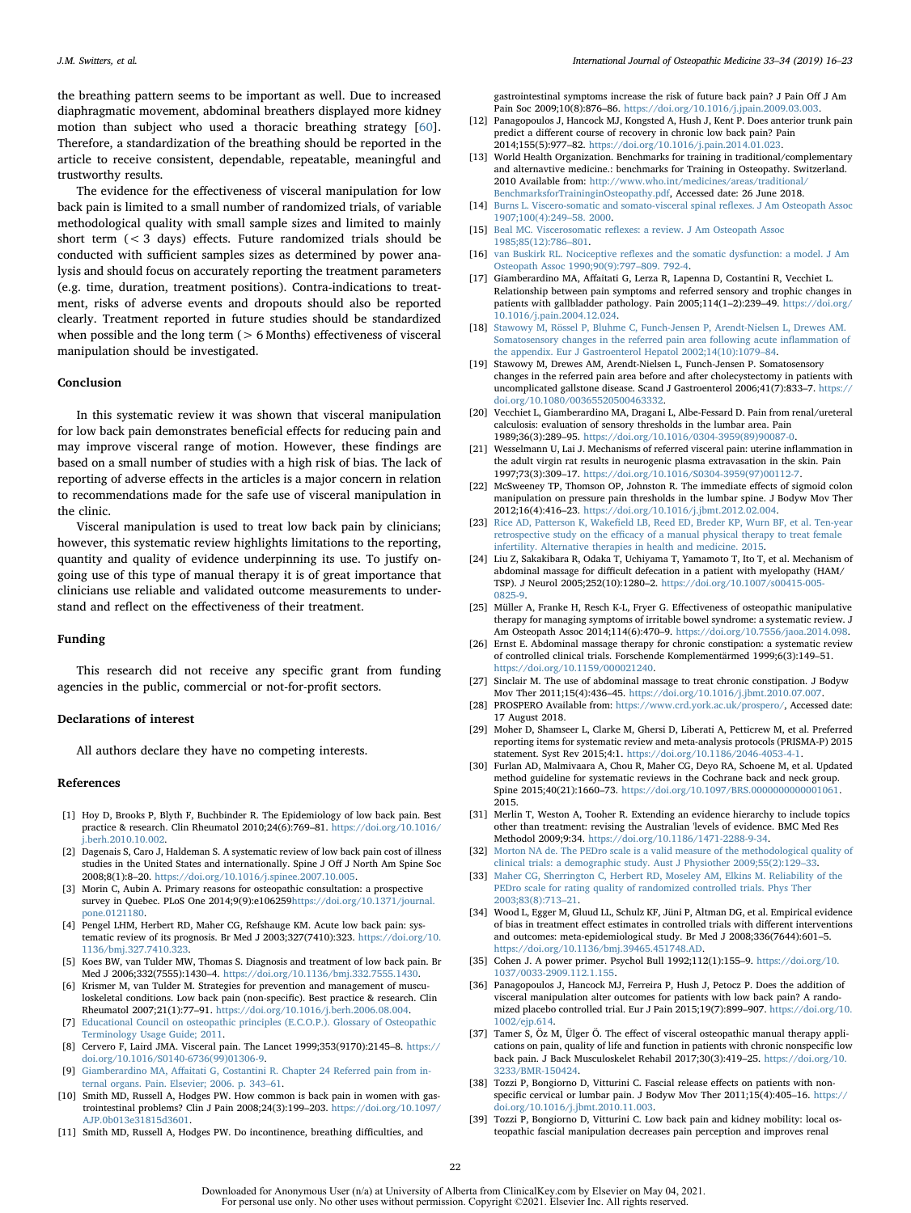the breathing pattern seems to be important as well. Due to increased diaphragmatic movement, abdominal breathers displayed more kidney motion than subject who used a thoracic breathing strategy [60]. Therefore, a standardization of the breathing should be reported in the article to receive consistent, dependable, repeatable, meaningful and trustworthy results.

The evidence for the effectiveness of visceral manipulation for low back pain is limited to a small number of randomized trials, of variable methodological quality with small sample sizes and limited to mainly short term (< 3 days) effects. Future randomized trials should be conducted with sufficient samples sizes as determined by power analysis and should focus on accurately reporting the treatment parameters (e.g. time, duration, treatment positions). Contra-indications to treatment, risks of adverse events and dropouts should also be reported clearly. Treatment reported in future studies should be standardized when possible and the long term (> 6 Months) effectiveness of visceral manipulation should be investigated.

## Conclusion

In this systematic review it was shown that visceral manipulation for low back pain demonstrates beneficial effects for reducing pain and may improve visceral range of motion. However, these findings are based on a small number of studies with a high risk of bias. The lack of reporting of adverse effects in the articles is a major concern in relation to recommendations made for the safe use of visceral manipulation in the clinic.

Visceral manipulation is used to treat low back pain by clinicians; however, this systematic review highlights limitations to the reporting, quantity and quality of evidence underpinning its use. To justify ongoing use of this type of manual therapy it is of great importance that clinicians use reliable and validated outcome measurements to understand and reflect on the effectiveness of their treatment.

## Funding

This research did not receive any specific grant from funding agencies in the public, commercial or not-for-profit sectors.

## Declarations of interest

All authors declare they have no competing interests.

## References

[1] Hoy D, Brooks P, Blyth F, Buchbinder R. The Epidemiology of low back pain. Best practice & research. Clin Rheumatol 2010;24(6):769–81. https://doi.org/10.1016/j.berh.2010.10.002.

[2] Dagenais S, Caro J, Haldeman S. A systematic review of low back pain cost of illness studies in the United States and internationally. Spine J Off J North Am Spine Soc 2008;8(1):8–20. https://doi.org/10.1016/j.spinee.2007.10.005.

[3] Morin C, Aubin A. Primary reasons for osteopathic consultation: a prospective survey in Quebec. PLoS One 2014;9(9):e106259https://doi.org/10.1371/journal.pone.0121180.

[4] Pengel LHM, Herbert RD, Maher CG, Refshauge KM. Acute low back pain: systematic review of its prognosis. Br Med J 2003;327(7410):323. https://doi.org/10.1136/bmj.327.7410.323.

[5] Koes BW, van Tulder MW, Thomas S. Diagnosis and treatment of low back pain. Br Med J 2006;332(7555):1430–4. https://doi.org/10.1136/bmj.332.7555.1430.

[6] Krismer M, van Tulder M. Strategies for prevention and management of musculoskeletal conditions. Low back pain (non-specific). Best practice & research. Clin Rheumatol 2007;21(1):77–91. https://doi.org/10.1016/j.berh.2006.08.004.

[7] Educational Council on osteopathic principles (E.C.O.P.). Glossary of Osteopathic Terminology Usage Guide; 2011.

[8] Cervero F, Laird JMA. Visceral pain. The Lancet 1999;353(9170):2145–8. https://doi.org/10.1016/S0140-6736(99)01306-9.

[9] Giamberardino MA, Affaitati G, Costantini R. Chapter 24 Referred pain from internal organs. Pain. Elsevier; 2006. p. 343–61.

[10] Smith MD, Russell A, Hodges PW. How common is back pain in women with gastrointestinal problems? Clin J Pain 2008;24(3):199–203. https://doi.org/10.1097/AJP.0b013e31815d3601.

[11] Smith MD, Russell A, Hodges PW. Do incontinence, breathing difficulties, and gastrointestinal symptoms increase the risk of future back pain? J Pain Off J Am Pain Soc 2009;10(8):876–86. https://doi.org/10.1016/j.jpain.2009.03.003.

[12] Panagopoulos J, Hancock MJ, Kongsted A, Hush J, Kent P. Does anterior trunk pain predict a different course of recovery in chronic low back pain? Pain 2014;155(5):977–82. https://doi.org/10.1016/j.pain.2014.01.023.

[13] World Health Organization. Benchmarks for training in traditional/complementary and alternavtive medicine.: benchmarks for Training in Osteopathy. Switzerland. 2010 Available from: http://www.who.int/medicines/areas/traditional/BenchmarksforTraininginOsteopathy.pdf, Accessed date: 26 June 2018.

[14] Burns L. Viscero-somatic and somato-visceral spinal reflexes. J Am Osteopath Assoc 1907;100(4):249–58. 2000.

[15] Beal MC. Viscerosomatic reflexes: a review. J Am Osteopath Assoc 1985;85(12):786–801.

[16] van Buskirk RL. Nociceptive reflexes and the somatic dysfunction: a model. J Am Osteopath Assoc 1990;90(9):797–809. 792-4.

[17] Giamberardino MA, Affaitati G, Lerza R, Lapenna D, Costantini R, Vecchiet L. Relationship between pain symptoms and referred sensory and trophic changes in patients with gallbladder pathology. Pain 2005;114(1–2):239–49. https://doi.org/10.1016/j.pain.2004.12.024.

[18] Stawowy M, Rössel P, Bluhme C, Funch-Jensen P, Arendt-Nielsen L, Drewes AM. Somatosensory changes in the referred pain area following acute inflammation of the appendix. Eur J Gastroenterol Hepatol 2002;14(10):1079–84.

[19] Stawowy M, Drewes AM, Arendt-Nielsen L, Funch-Jensen P. Somatosensory changes in the referred pain area before and after cholecystectomy in patients with uncomplicated gallstone disease. Scand J Gastroenterol 2006;41(7):833–7. https://doi.org/10.1080/00365520500463332.

[20] Vecchiet L, Giamberardino MA, Dragani L, Albe-Fessard D. Pain from renal/ureteral calculosis: evaluation of sensory thresholds in the lumbar area. Pain 1989;36(3):289–95. https://doi.org/10.1016/0304-3959(89)90087-0.

[21] Wesselmann U, Lai J. Mechanisms of referred visceral pain: uterine inflammation in the adult virgin rat results in neurogenic plasma extravasation in the skin. Pain 1997;73(3):309–17. https://doi.org/10.1016/S0304-3959(97)00112-7.

[22] McSweeney TP, Thomson OP, Johnston R. The immediate effects of sigmoid colon manipulation on pressure pain thresholds in the lumbar spine. J Bodyw Mov Ther 2012;16(4):416–23. https://doi.org/10.1016/j.jbmt.2012.02.004.

[23] Rice AD, Patterson K, Wakefield LB, Reed ED, Breder KP, Wurn BF, et al. Ten-year retrospective study on the efficacy of a manual physical therapy to treat female infertility. Alternative therapies in health and medicine. 2015.

[24] Liu Z, Sakakibara R, Odaka T, Uchiyama T, Yamamoto T, Ito T, et al. Mechanism of abdominal massage for difficult defecation in a patient with myelopathy (HAM/TSP). J Neurol 2005;252(10):1280–2. https://doi.org/10.1007/s00415-005-0825-9.

[25] Müller A, Franke H, Resch K-L, Fryer G. Effectiveness of osteopathic manipulative therapy for managing symptoms of irritable bowel syndrome: a systematic review. J Am Osteopath Assoc 2014;114(6):470–9. https://doi.org/10.7556/jaoa.2014.098.

[26] Ernst E. Abdominal massage therapy for chronic constipation: a systematic review of controlled clinical trials. Forschende Komplementärmed 1999;6(3):149–51. https://doi.org/10.1159/000021240.

[27] Sinclair M. The use of abdominal massage to treat chronic constipation. J Bodyw Mov Ther 2011;15(4):436–45. https://doi.org/10.1016/j.jbmt.2010.07.007.

[28] PROSPERO Available from: https://www.crd.york.ac.uk/prospero/, Accessed date: 17 August 2018.

[29] Moher D, Shamseer L, Clarke M, Ghersi D, Liberati A, Petticrew M, et al. Preferred reporting items for systematic review and meta-analysis protocols (PRISMA-P) 2015 statement. Syst Rev 2015;4:1. https://doi.org/10.1186/2046-4053-4-1.

[30] Furlan AD, Malmivaara A, Chou R, Maher CG, Deyo RA, Schoene M, et al. Updated method guideline for systematic reviews in the Cochrane back and neck group. Spine 2015;40(21):1660–73. https://doi.org/10.1097/BRS.0000000000001061. 2015.

[31] Merlin T, Weston A, Tooher R. Extending an evidence hierarchy to include topics other than treatment: revising the Australian 'levels of evidence. BMC Med Res Methodol 2009;9:34. https://doi.org/10.1186/1471-2288-9-34.

[32] Morton NA de. The PEDro scale is a valid measure of the methodological quality of clinical trials: a demographic study. Aust J Physiother 2009;55(2):129–33.

[33] Maher CG, Sherrington C, Herbert RD, Moseley AM, Elkins M. Reliability of the PEDro scale for rating quality of randomized controlled trials. Phys Ther 2003;83(8):713–21.

[34] Wood L, Egger M, Gluud LL, Schulz KF, Jüni P, Altman DG, et al. Empirical evidence of bias in treatment effect estimates in controlled trials with different interventions and outcomes: meta-epidemiological study. Br Med J 2008;336(7644):601–5. https://doi.org/10.1136/bmj.39465.451748.AD.

[35] Cohen J. A power primer. Psychol Bull 1992;112(1):155–9. https://doi.org/10.1037/0033-2909.112.1.155.

[36] Panagopoulos J, Hancock MJ, Ferreira P, Hush J, Petocz P. Does the addition of visceral manipulation alter outcomes for patients with low back pain? A randomized placebo controlled trial. Eur J Pain 2015;19(7):899–907. https://doi.org/10.1002/ejp.614.

[37] Tamer S, Öz M, Ülger Ö. The effect of visceral osteopathic manual therapy applications on pain, quality of life and function in patients with chronic nonspecific low back pain. J Back Musculoskelet Rehabil 2017;30(3):419–25. https://doi.org/10.3233/BMR-150424.

[38] Tozzi P, Bongiorno D, Vitturini C. Fascial release effects on patients with non-specific cervical or lumbar pain. J Bodyw Mov Ther 2011;15(4):405–16. https://doi.org/10.1016/j.jbmt.2010.11.003.

[39] Tozzi P, Bongiorno D, Vitturini C. Low back pain and kidney mobility: local osteopathic fascial manipulation decreases pain perception and improves renal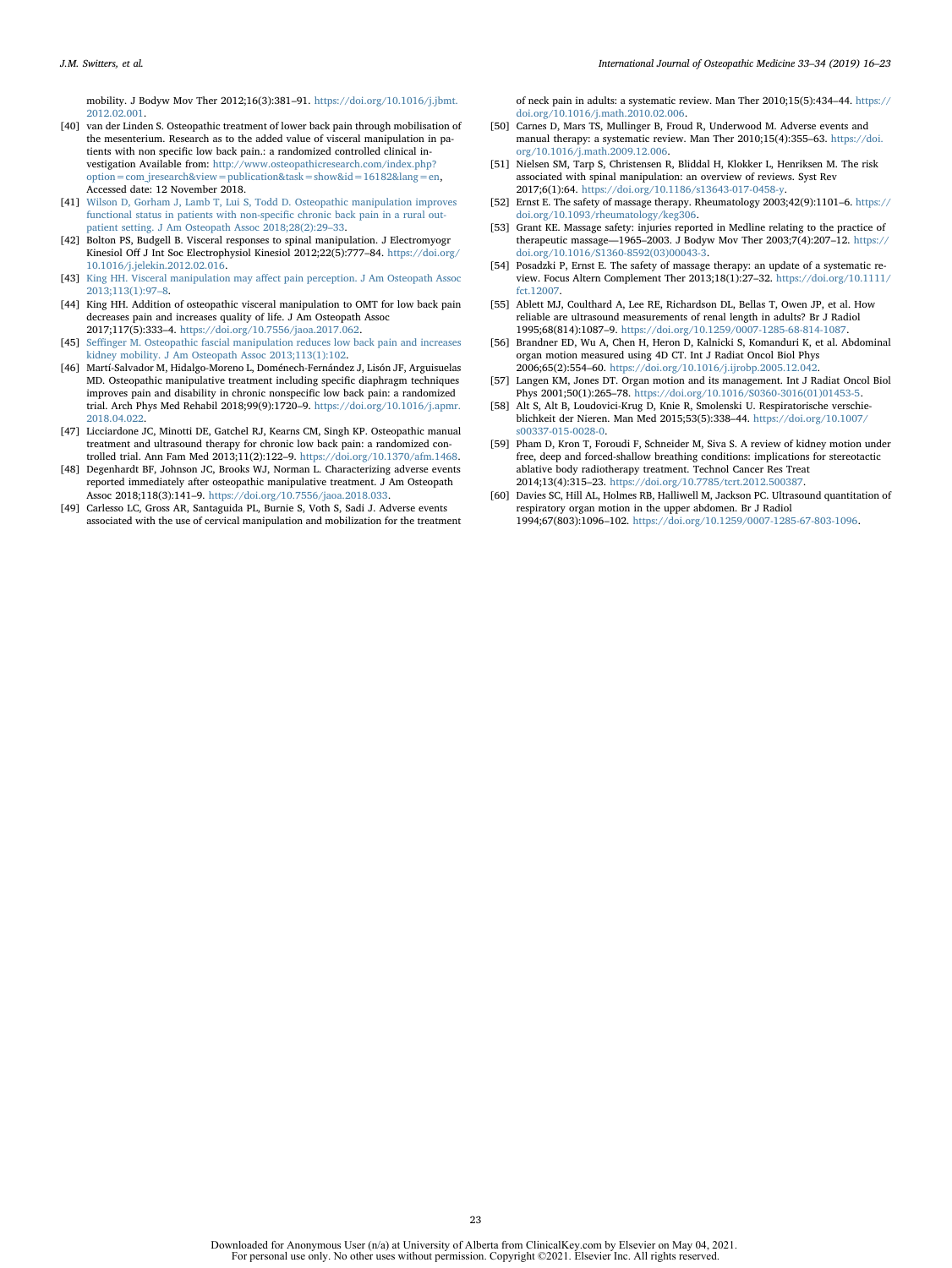mobility. J Bodyw Mov Ther 2012;16(3):381–91. https://doi.org/10.1016/j.jbmt.2012.02.001.

[40] van der Linden S. Osteopathic treatment of lower back pain through mobilisation of the mesenterium. Research as to the added value of visceral manipulation in patients with non specific low back pain.: a randomized controlled clinical investigation Available from: http://www.osteopathicresearch.com/index.php?option=com_jresearch&view=publication&task=show&id=16182&lang=en, Accessed date: 12 November 2018.

[41] Wilson D, Gorham J, Lamb T, Lui S, Todd D. Osteopathic manipulation improves functional status in patients with non-specific chronic back pain in a rural outpatient setting. J Am Osteopath Assoc 2018;28(2):29–33.

[42] Bolton PS, Budgell B. Visceral responses to spinal manipulation. J Electromyogr Kinesiol Off J Int Soc Electrophysiol Kinesiol 2012;22(5):777–84. https://doi.org/10.1016/j.jelekin.2012.02.016.

[43] King HH. Visceral manipulation may affect pain perception. J Am Osteopath Assoc 2013;113(1):97–8.

[44] King HH. Addition of osteopathic visceral manipulation to OMT for low back pain decreases pain and increases quality of life. J Am Osteopath Assoc 2017;117(5):333–4. https://doi.org/10.7556/jaoa.2017.062.

[45] Seffinger M. Osteopathic fascial manipulation reduces low back pain and increases kidney mobility. J Am Osteopath Assoc 2013;113(1):102.

[46] Martí-Salvador M, Hidalgo-Moreno L, Doménech-Fernández J, Lisón JF, Arguisuelas MD. Osteopathic manipulative treatment including specific diaphragm techniques improves pain and disability in chronic nonspecific low back pain: a randomized trial. Arch Phys Med Rehabil 2018;99(9):1720–9. https://doi.org/10.1016/j.apmr.2018.04.022.

[47] Licciardone JC, Minotti DE, Gatchel RJ, Kearns CM, Singh KP. Osteopathic manual treatment and ultrasound therapy for chronic low back pain: a randomized controlled trial. Ann Fam Med 2013;11(2):122–9. https://doi.org/10.1370/afm.1468.

[48] Degenhardt BF, Johnson JC, Brooks WJ, Norman L. Characterizing adverse events reported immediately after osteopathic manipulative treatment. J Am Osteopath Assoc 2018;118(3):141–9. https://doi.org/10.7556/jaoa.2018.033.

[49] Carlesso LC, Gross AR, Santaguida PL, Burnie S, Voth S, Sadi J. Adverse events associated with the use of cervical manipulation and mobilization for the treatment of neck pain in adults: a systematic review. Man Ther 2010;15(5):434–44. https://doi.org/10.1016/j.math.2010.02.006.

[50] Carnes D, Mars TS, Mullinger B, Froud R, Underwood M. Adverse events and manual therapy: a systematic review. Man Ther 2010;15(4):355–63. https://doi.org/10.1016/j.math.2009.12.006.

[51] Nielsen SM, Tarp S, Christensen R, Bliddal H, Klokker L, Henriksen M. The risk associated with spinal manipulation: an overview of reviews. Syst Rev 2017;6(1):64. https://doi.org/10.1186/s13643-017-0458-y.

[52] Ernst E. The safety of massage therapy. Rheumatology 2003;42(9):1101–6. https://doi.org/10.1093/rheumatology/keg306.

[53] Grant KE. Massage safety: injuries reported in Medline relating to the practice of therapeutic massage—1965–2003. J Bodyw Mov Ther 2003;7(4):207–12. https://doi.org/10.1016/S1360-8592(03)00043-3.

[54] Posadzki P, Ernst E. The safety of massage therapy: an update of a systematic review. Focus Altern Complement Ther 2013;18(1):27–32. https://doi.org/10.1111/fct.12007.

[55] Ablett MJ, Coulthard A, Lee RE, Richardson DL, Bellas T, Owen JP, et al. How reliable are ultrasound measurements of renal length in adults? Br J Radiol 1995;68(814):1087–9. https://doi.org/10.1259/0007-1285-68-814-1087.

[56] Brandner ED, Wu A, Chen H, Heron D, Kalnicki S, Komanduri K, et al. Abdominal organ motion measured using 4D CT. Int J Radiat Oncol Biol Phys 2006;65(2):554–60. https://doi.org/10.1016/j.ijrobp.2005.12.042.

[57] Langen KM, Jones DT. Organ motion and its management. Int J Radiat Oncol Biol Phys 2001;50(1):265–78. https://doi.org/10.1016/S0360-3016(01)01453-5.

[58] Alt S, Alt B, Loudovici-Krug D, Knie R, Smolenski U. Respiratorische verschieblichkeit der Nieren. Man Med 2015;53(5):338–44. https://doi.org/10.1007/s00337-015-0028-0.

[59] Pham D, Kron T, Foroudi F, Schneider M, Siva S. A review of kidney motion under free, deep and forced-shallow breathing conditions: implications for stereotactic ablative body radiotherapy treatment. Technol Cancer Res Treat 2014;13(4):315–23. https://doi.org/10.7785/tcrt.2012.500387.

[60] Davies SC, Hill AL, Holmes RB, Halliwell M, Jackson PC. Ultrasound quantitation of respiratory organ motion in the upper abdomen. Br J Radiol 1994;67(803):1096–102. https://doi.org/10.1259/0007-1285-67-803-1096.